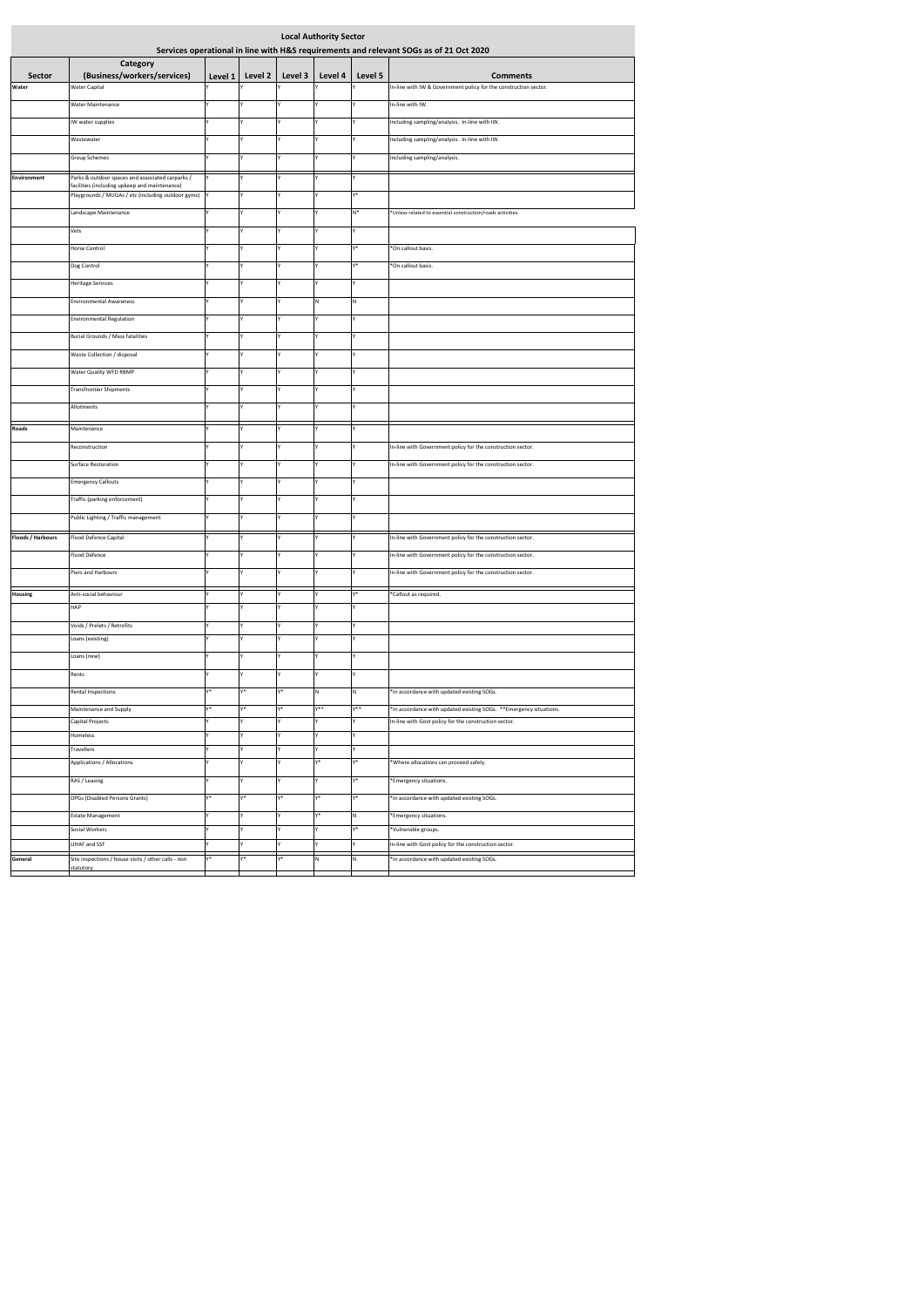# Local Authority Sector

## Services operational in line with H&S requirements and relevant SOGs as of 21 Oct 2020

| Sector | Category (Business/workers/services) | Level 1 | Level 2 | Level 3 | Level 4 | Level 5 | Comments |
|---|---|---|---|---|---|---|---|
| **Water** | Water Capital | Y | Y | Y | Y | Y | In-line with IW & Government policy for the construction sector. |
| | Water Maintenance | Y | Y | Y | Y | Y | In-line with IW. |
| | IW water supplies | Y | Y | Y | Y | Y | Including sampling/analysis. In-line with IW. |
| | Wastewater | Y | Y | Y | Y | Y | Including sampling/analysis. In-line with IW. |
| | Group Schemes | Y | Y | Y | Y | Y | Including sampling/analysis. |
| **Environment** | Parks & outdoor spaces and associated carparks / facilities (including upkeep and maintenance) | Y | Y | Y | Y | Y | |
| | Playgrounds / MUGAs / etc (including outdoor gyms) | Y | Y | Y | Y | Y* | |
| | Landscape Maintenance | Y | Y | Y | Y | N* | *Unless related to essential construction/roads activities. |
| | Vets | Y | Y | Y | Y | Y | |
| | Horse Control | Y | Y | Y | Y | Y* | *On callout basis. |
| | Dog Control | Y | Y | Y | Y | Y* | *On callout basis. |
| | Heritage Services | Y | Y | Y | Y | Y | |
| | Environmental Awareness | Y | Y | Y | N | N | |
| | Environmental Regulation | Y | Y | Y | Y | Y | |
| | Burial Grounds / Mass fatalities | Y | Y | Y | Y | Y | |
| | Waste Collection / disposal | Y | Y | Y | Y | Y | |
| | Water Quality WFD RBMP | Y | Y | Y | Y | Y | |
| | Transfrontier Shipments | Y | Y | Y | Y | Y | |
| | Allotments | Y | Y | Y | Y | Y | |
| **Roads** | Maintenance | Y | Y | Y | Y | Y | |
| | Reconstruction | Y | Y | Y | Y | Y | In-line with Government policy for the construction sector. |
| | Surface Restoration | Y | Y | Y | Y | Y | In-line with Government policy for the construction sector. |
| | Emergency Callouts | Y | Y | Y | Y | Y | |
| | Traffic (parking enforcement) | Y | Y | Y | Y | Y | |
| | Public Lighting / Traffic management | Y | Y | Y | Y | Y | |
| **Floods / Harbours** | Flood Defence Capital | Y | Y | Y | Y | Y | In-line with Government policy for the construction sector. |
| | Flood Defence | Y | Y | Y | Y | Y | In-line with Government policy for the construction sector. |
| | Piers and Harbours | Y | Y | Y | Y | Y | In-line with Government policy for the construction sector. |
| **Housing** | Anti-social behaviour | Y | Y | Y | Y | Y* | *Callout as required. |
| | HAP | Y | Y | Y | Y | Y | |
| | Voids / Prelets / Retrofits | Y | Y | Y | Y | Y | |
| | Loans (existing) | Y | Y | Y | Y | Y | |
| | Loans (new) | Y | Y | Y | Y | Y | |
| | Rents | Y | Y | Y | Y | Y | |
| | Rental Inspections | Y* | Y* | Y* | N | N | *In accordance with updated existing SOGs. |
| | Maintenance and Supply | Y* | Y* | Y* | Y** | Y** | *In accordance with updated existing SOGs. **Emergency situations. |
| | Capital Projects | Y | Y | Y | Y | Y | In-line with Govt policy for the construction sector. |
| | Homeless | Y | Y | Y | Y | Y | |
| | Travellers | Y | Y | Y | Y | Y | |
| | Applications / Allocations | Y | Y | Y | Y* | Y* | *Where allocations can proceed safely. |
| | RAS / Leasing | Y | Y | Y | Y | Y* | *Emergency situations. |
| | DPGs (Disabled Persons Grants) | Y* | Y* | Y* | Y* | Y* | *In accordance with updated existing SOGs. |
| | Estate Management | Y | Y | Y | Y* | N | *Emergency situations. |
| | Social Workers | Y | Y | Y | Y | Y* | *Vulnerable groups. |
| | LIHAF and SSF | Y | Y | Y | Y | Y | In-line with Govt policy for the construction sector. |
| **General** | Site inspections / house visits / other calls - non statutory | Y* | Y* | Y* | N | N | *In accordance with updated existing SOGs. |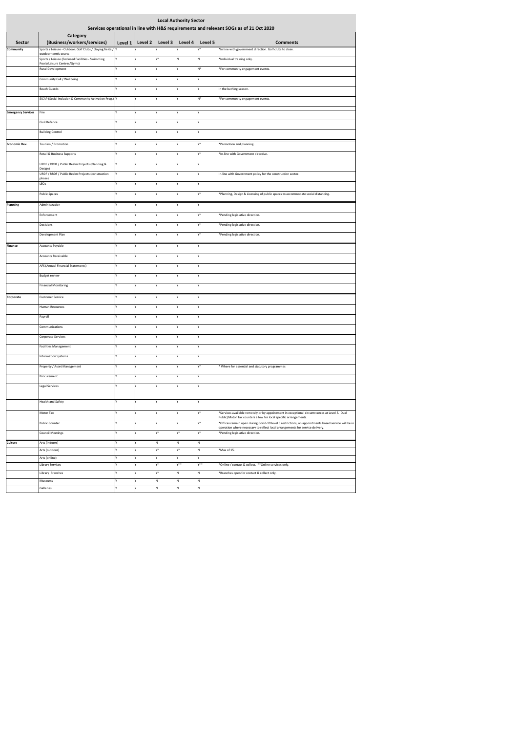# Local Authority Sector

## Services operational in line with H&S requirements and relevant SOGs as of 21 Oct 2020

| Sector | Category (Business/workers/services) | Level 1 | Level 2 | Level 3 | Level 4 | Level 5 | Comments |
|---|---|---|---|---|---|---|---|
| Community | Sports / Leisure - Outdoor: Golf Clubs / playing fields / outdoor tennis courts | Y | Y | Y | Y | Y* | *In line with government direction. Golf clubs to close. |
| | Sports / Leisure (Enclosed Facilities - Swimming Pools/Leisure Centres/Gyms) | Y | Y | Y* | N | N | *Individual training only. |
| | Rural Development | Y | Y | Y | Y | N* | *For community engagement events. |
| | Community Call / Wellbeing | Y | Y | Y | Y | Y | |
| | Beach Guards | Y | Y | Y | Y | Y | In the bathing season. |
| | SICAP (Social Inclusion & Community Activation Prog.) | Y | Y | Y | Y | N* | *For community engagement events. |
| Emergency Services | Fire | Y | Y | Y | Y | Y | |
| | Civil Defence | Y | Y | Y | Y | Y | |
| | Building Control | Y | Y | Y | Y | Y | |
| Economic Dev. | Tourism / Promotion | Y | Y | Y | Y | Y* | *Promotion and planning. |
| | Retail & Business Supports | Y | Y | Y | Y | Y* | *In-line with Government directive. |
| | URDF / RRDF / Public Realm Projects (Planning & Design) | Y | Y | Y | Y | Y | |
| | URDF / RRDF / Public Realm Projects (construction phase) | Y | Y | Y | Y | Y | In-line with Government policy for the construction sector. |
| | LEOs | Y | Y | Y | Y | Y | |
| | Public Spaces | Y | Y | Y | Y | Y* | *Planning, Design & Licensing of public spaces to accommodate social distancing. |
| Planning | Administration | Y | Y | Y | Y | Y | |
| | Enforcement | Y | Y | Y | Y | Y* | *Pending legislative direction. |
| | Decisions | Y | Y | Y | Y | Y* | *Pending legislative direction. |
| | Development Plan | Y | Y | Y | Y | Y* | *Pending legislative direction. |
| Finance | Accounts Payable | Y | Y | Y | Y | Y | |
| | Accounts Receivable | Y | Y | Y | Y | Y | |
| | AFS (Annual Financial Statements) | Y | Y | Y | Y | Y | |
| | Budget review | Y | Y | Y | Y | Y | |
| | Financial Monitoring | Y | Y | Y | Y | Y | |
| Corporate | Customer Service | Y | Y | Y | Y | Y | |
| | Human Resources | Y | Y | Y | Y | Y | |
| | Payroll | Y | Y | Y | Y | Y | |
| | Communications | Y | Y | Y | Y | Y | |
| | Corporate Services | Y | Y | Y | Y | Y | |
| | Facilities Management | Y | Y | Y | Y | Y | |
| | Information Systems | Y | Y | Y | Y | Y | |
| | Property / Asset Management | Y | Y | Y | Y | Y* | * Where for essential and statutory programmes |
| | Procurement | Y | Y | Y | Y | Y | |
| | Legal Services | Y | Y | Y | Y | Y | |
| | Health and Safety | Y | Y | Y | Y | Y | |
| | Motor Tax | Y | Y | Y | Y | Y* | *Services available remotely or by appointment in exceptional circumstances at Level 5. Dual Public/Motor Tax counters allow for local specific arrangements. |
| | Public Counter | Y | Y | Y | Y | Y* | *Offices remain open during Covid-19 level 5 restrictions, an appointments based service will be in operation where necessary to reflect local arrangements for service delivery. |
| | Council Meetings | Y | Y | Y* | Y* | Y* | *Pending legislative direction. |
| Culture | Arts (indoors) | Y | Y | N | N | N | |
| | Arts (outdoor) | Y | Y | Y* | Y* | N | *Max of 15. |
| | Arts (online) | Y | Y | Y | Y | Y | |
| | Library Services | Y | Y | Y* | Y** | Y** | *Online / contact & collect. **Online services only. |
| | Library Branches | Y | Y | Y* | N | N | *Branches open for contact & collect only. |
| | Museums | Y | Y | N | N | N | |
| | Galleries | Y | Y | N | N | N | |